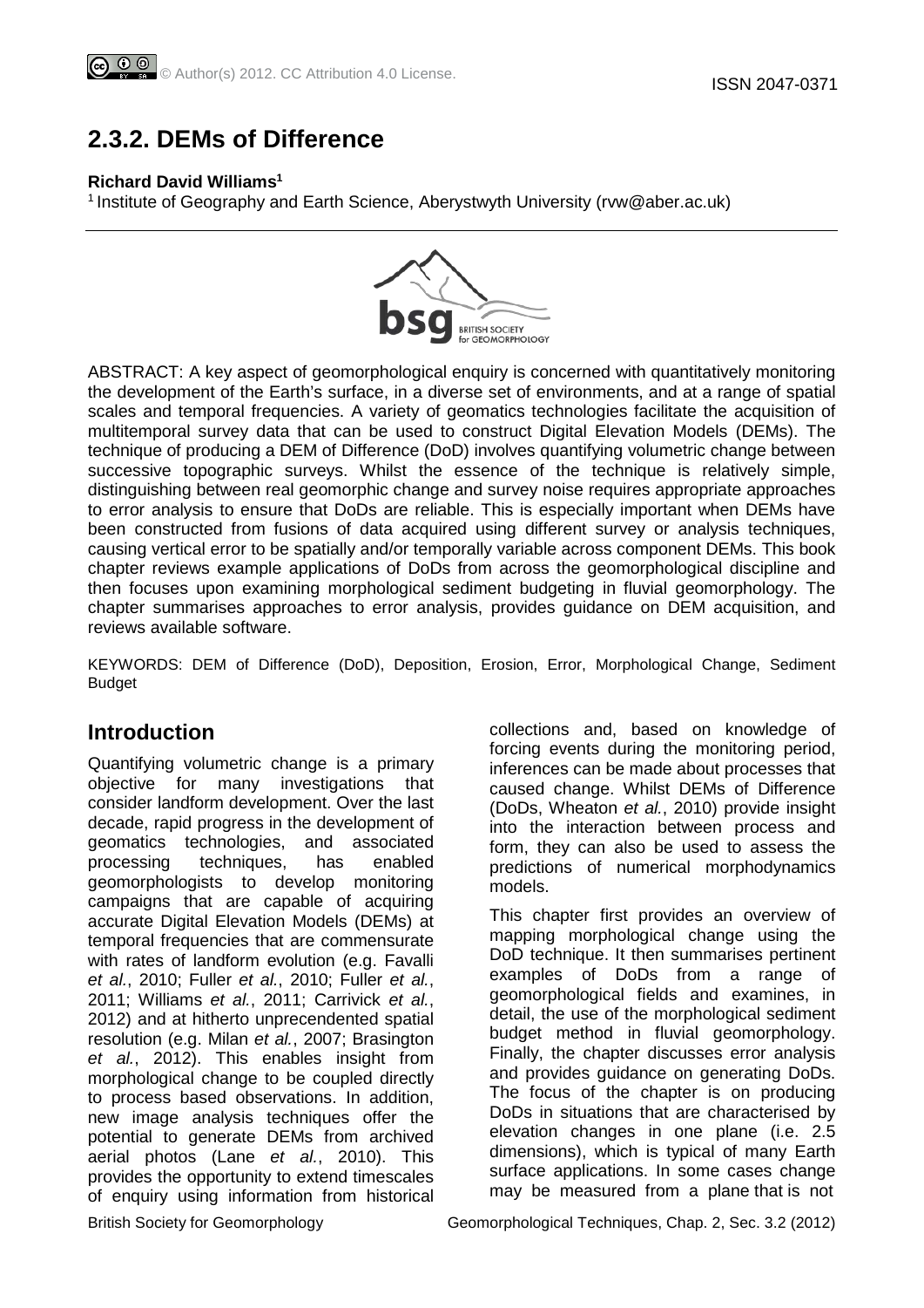# 2.3.2. DEMs of Difference

**Richard David Williams**[1]

[1] Institute of Geography and Earth Science, Aberystwyth University (rvw@aber.ac.uk)

ABSTRACT: A key aspect of geomorphological enquiry is concerned with quantitatively monitoring the development of the Earth's surface, in a diverse set of environments, and at a range of spatial scales and temporal frequencies. A variety of geomatics technologies facilitate the acquisition of multitemporal survey data that can be used to construct Digital Elevation Models (DEMs). The technique of producing a DEM of Difference (DoD) involves quantifying volumetric change between successive topographic surveys. Whilst the essence of the technique is relatively simple, distinguishing between real geomorphic change and survey noise requires appropriate approaches to error analysis to ensure that DoDs are reliable. This is especially important when DEMs have been constructed from fusions of data acquired using different survey or analysis techniques, causing vertical error to be spatially and/or temporally variable across component DEMs. This book chapter reviews example applications of DoDs from across the geomorphological discipline and then focuses upon examining morphological sediment budgeting in fluvial geomorphology. The chapter summarises approaches to error analysis, provides guidance on DEM acquisition, and reviews available software.

KEYWORDS: DEM of Difference (DoD), Deposition, Erosion, Error, Morphological Change, Sediment Budget

## Introduction

Quantifying volumetric change is a primary objective for many investigations that consider landform development. Over the last decade, rapid progress in the development of geomatics technologies, and associated processing techniques, has enabled geomorphologists to develop monitoring campaigns that are capable of acquiring accurate Digital Elevation Models (DEMs) at temporal frequencies that are commensurate with rates of landform evolution (e.g. Favalli *et al.*, 2010; Fuller *et al.*, 2010; Fuller *et al.*, 2011; Williams *et al.*, 2011; Carrivick *et al.*, 2012) and at hitherto unprecendented spatial resolution (e.g. Milan *et al.*, 2007; Brasington *et al.*, 2012). This enables insight from morphological change to be coupled directly to process based observations. In addition, new image analysis techniques offer the potential to generate DEMs from archived aerial photos (Lane *et al.*, 2010). This provides the opportunity to extend timescales of enquiry using information from historical collections and, based on knowledge of forcing events during the monitoring period, inferences can be made about processes that caused change. Whilst DEMs of Difference (DoDs, Wheaton *et al.*, 2010) provide insight into the interaction between process and form, they can also be used to assess the predictions of numerical morphodynamics models.

This chapter first provides an overview of mapping morphological change using the DoD technique. It then summarises pertinent examples of DoDs from a range of geomorphological fields and examines, in detail, the use of the morphological sediment budget method in fluvial geomorphology. Finally, the chapter discusses error analysis and provides guidance on generating DoDs. The focus of the chapter is on producing DoDs in situations that are characterised by elevation changes in one plane (i.e. 2.5 dimensions), which is typical of many Earth surface applications. In some cases change may be measured from a plane that is not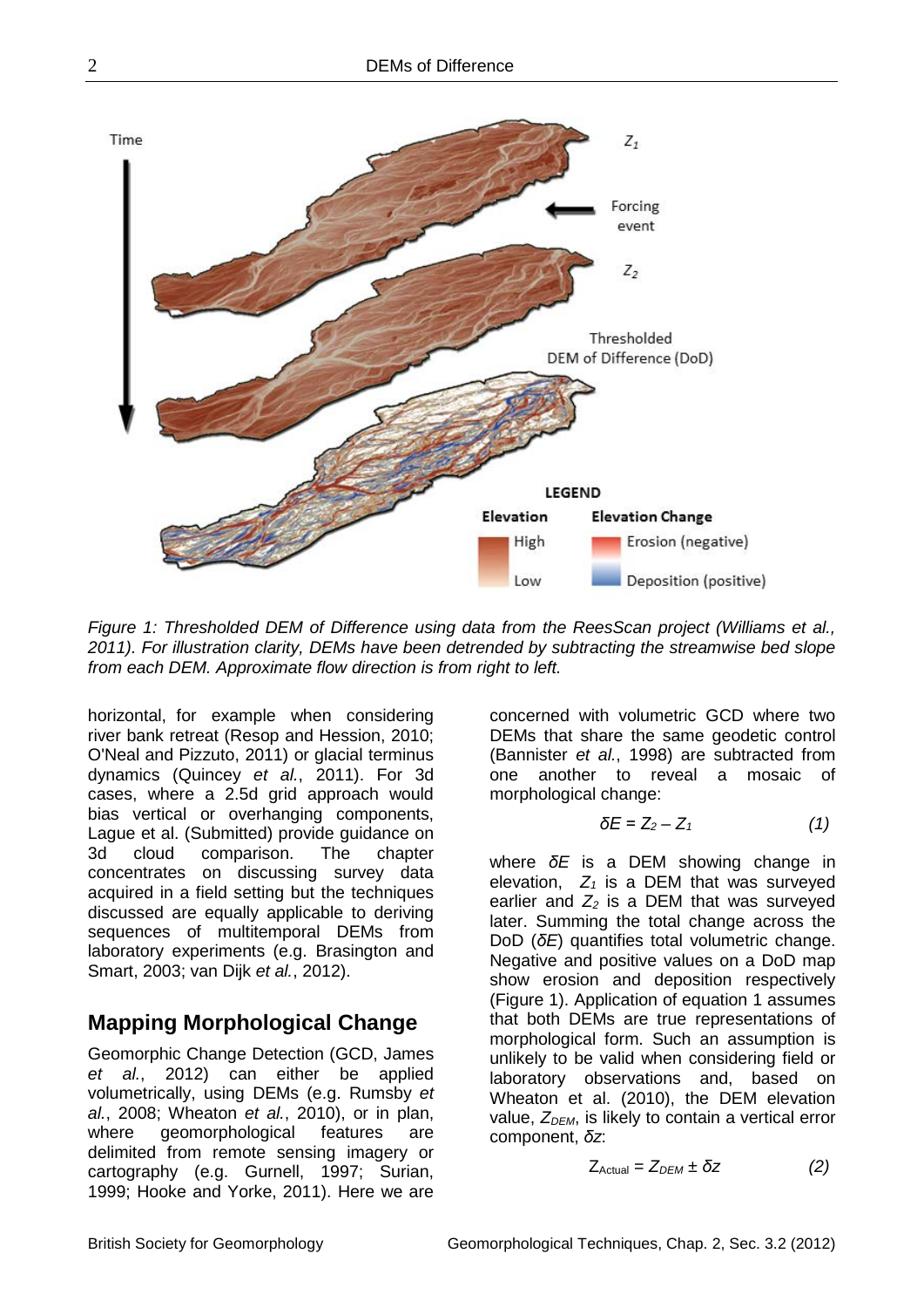*Figure 1: Thresholded DEM of Difference using data from the ReesScan project (Williams et al., 2011). For illustration clarity, DEMs have been detrended by subtracting the streamwise bed slope from each DEM. Approximate flow direction is from right to left.*

horizontal, for example when considering river bank retreat (Resop and Hession, 2010; O'Neal and Pizzuto, 2011) or glacial terminus dynamics (Quincey *et al.*, 2011). For 3d cases, where a 2.5d grid approach would bias vertical or overhanging components, Lague et al. (Submitted) provide guidance on 3d cloud comparison. The chapter concentrates on discussing survey data acquired in a field setting but the techniques discussed are equally applicable to deriving sequences of multitemporal DEMs from laboratory experiments (e.g. Brasington and Smart, 2003; van Dijk *et al.*, 2012).

## Mapping Morphological Change

Geomorphic Change Detection (GCD, James *et al.*, 2012) can either be applied volumetrically, using DEMs (e.g. Rumsby *et al.*, 2008; Wheaton *et al.*, 2010), or in plan, where geomorphological features are delimited from remote sensing imagery or cartography (e.g. Gurnell, 1997; Surian, 1999; Hooke and Yorke, 2011). Here we are concerned with volumetric GCD where two DEMs that share the same geodetic control (Bannister *et al.*, 1998) are subtracted from one another to reveal a mosaic of morphological change:

$$\delta E = Z_2 - Z_1 \qquad (1)$$

where $\delta E$ is a DEM showing change in elevation, $Z_1$ is a DEM that was surveyed earlier and $Z_2$ is a DEM that was surveyed later. Summing the total change across the DoD ($\delta E$) quantifies total volumetric change. Negative and positive values on a DoD map show erosion and deposition respectively (Figure 1). Application of equation 1 assumes that both DEMs are true representations of morphological form. Such an assumption is unlikely to be valid when considering field or laboratory observations and, based on Wheaton et al. (2010), the DEM elevation value, $Z_{DEM}$, is likely to contain a vertical error component, $\delta z$:

$$Z_{\text{Actual}} = Z_{DEM} \pm \delta z \qquad (2)$$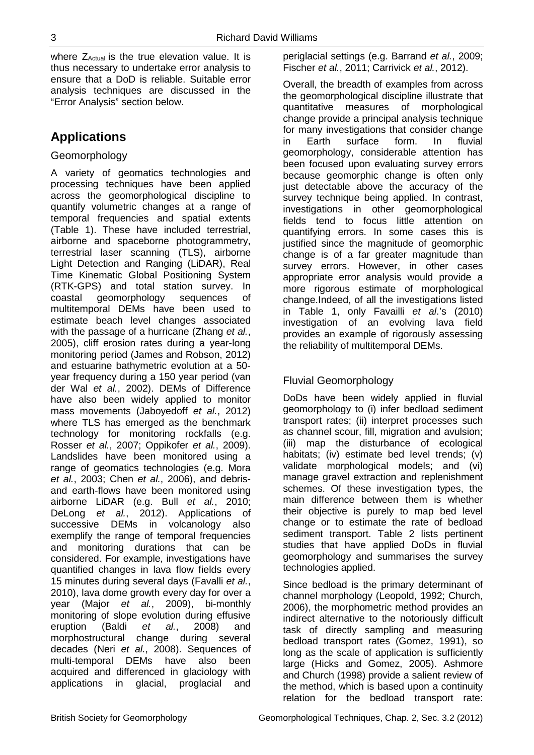where $Z_{Actual}$ is the true elevation value. It is thus necessary to undertake error analysis to ensure that a DoD is reliable. Suitable error analysis techniques are discussed in the "Error Analysis" section below.

## Applications

### Geomorphology

A variety of geomatics technologies and processing techniques have been applied across the geomorphological discipline to quantify volumetric changes at a range of temporal frequencies and spatial extents (Table 1). These have included terrestrial, airborne and spaceborne photogrammetry, terrestrial laser scanning (TLS), airborne Light Detection and Ranging (LiDAR), Real Time Kinematic Global Positioning System (RTK-GPS) and total station survey. In coastal geomorphology sequences of multitemporal DEMs have been used to estimate beach level changes associated with the passage of a hurricane (Zhang *et al.*, 2005), cliff erosion rates during a year-long monitoring period (James and Robson, 2012) and estuarine bathymetric evolution at a 50-year frequency during a 150 year period (van der Wal *et al.*, 2002). DEMs of Difference have also been widely applied to monitor mass movements (Jaboyedoff *et al.*, 2012) where TLS has emerged as the benchmark technology for monitoring rockfalls (e.g. Rosser *et al.*, 2007; Oppikofer *et al.*, 2009). Landslides have been monitored using a range of geomatics technologies (e.g. Mora *et al.*, 2003; Chen *et al.*, 2006), and debris- and earth-flows have been monitored using airborne LiDAR (e.g. Bull *et al.*, 2010; DeLong *et al.*, 2012). Applications of successive DEMs in volcanology also exemplify the range of temporal frequencies and monitoring durations that can be considered. For example, investigations have quantified changes in lava flow fields every 15 minutes during several days (Favalli *et al.*, 2010), lava dome growth every day for over a year (Major *et al.*, 2009), bi-monthly monitoring of slope evolution during effusive eruption (Baldi *et al.*, 2008) and morphostructural change during several decades (Neri *et al.*, 2008). Sequences of multi-temporal DEMs have also been acquired and differenced in glaciology with applications in glacial, proglacial and periglacial settings (e.g. Barrand *et al.*, 2009; Fischer *et al.*, 2011; Carrivick *et al.*, 2012).

Overall, the breadth of examples from across the geomorphological discipline illustrate that quantitative measures of morphological change provide a principal analysis technique for many investigations that consider change in Earth surface form. In fluvial geomorphology, considerable attention has been focused upon evaluating survey errors because geomorphic change is often only just detectable above the accuracy of the survey technique being applied. In contrast, investigations in other geomorphological fields tend to focus little attention on quantifying errors. In some cases this is justified since the magnitude of geomorphic change is of a far greater magnitude than survey errors. However, in other cases appropriate error analysis would provide a more rigorous estimate of morphological change.Indeed, of all the investigations listed in Table 1, only Favailli *et al*.'s (2010) investigation of an evolving lava field provides an example of rigorously assessing the reliability of multitemporal DEMs.

### Fluvial Geomorphology

DoDs have been widely applied in fluvial geomorphology to (i) infer bedload sediment transport rates; (ii) interpret processes such as channel scour, fill, migration and avulsion; (iii) map the disturbance of ecological habitats; (iv) estimate bed level trends; (v) validate morphological models; and (vi) manage gravel extraction and replenishment schemes. Of these investigation types, the main difference between them is whether their objective is purely to map bed level change or to estimate the rate of bedload sediment transport. Table 2 lists pertinent studies that have applied DoDs in fluvial geomorphology and summarises the survey technologies applied.

Since bedload is the primary determinant of channel morphology (Leopold, 1992; Church, 2006), the morphometric method provides an indirect alternative to the notoriously difficult task of directly sampling and measuring bedload transport rates (Gomez, 1991), so long as the scale of application is sufficiently large (Hicks and Gomez, 2005). Ashmore and Church (1998) provide a salient review of the method, which is based upon a continuity relation for the bedload transport rate: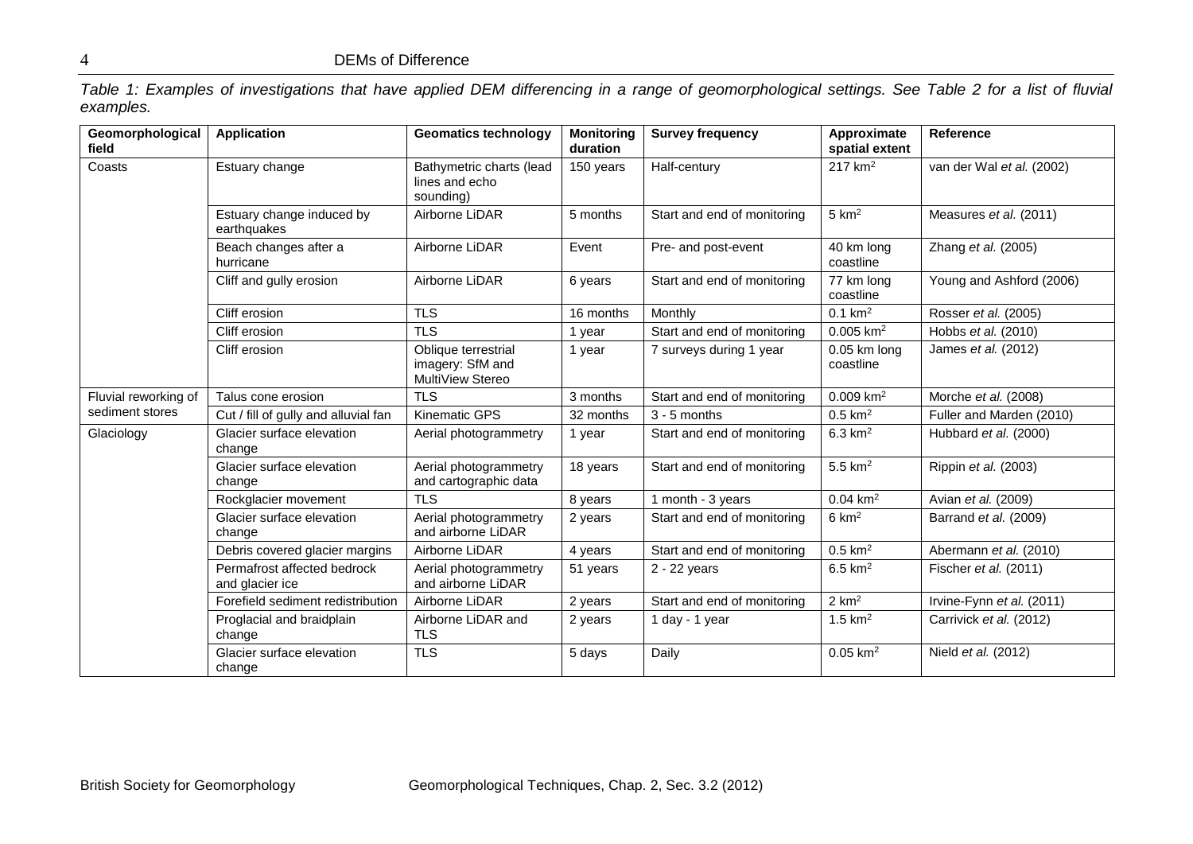*Table 1: Examples of investigations that have applied DEM differencing in a range of geomorphological settings. See Table 2 for a list of fluvial examples.*

| Geomorphological field | Application | Geomatics technology | Monitoring duration | Survey frequency | Approximate spatial extent | Reference |
|---|---|---|---|---|---|---|
| Coasts | Estuary change | Bathymetric charts (lead lines and echo sounding) | 150 years | Half-century | 217 km$^2$ | van der Wal *et al.* (2002) |
| | Estuary change induced by earthquakes | Airborne LiDAR | 5 months | Start and end of monitoring | 5 km$^2$ | Measures *et al.* (2011) |
| | Beach changes after a hurricane | Airborne LiDAR | Event | Pre- and post-event | 40 km long coastline | Zhang *et al.* (2005) |
| | Cliff and gully erosion | Airborne LiDAR | 6 years | Start and end of monitoring | 77 km long coastline | Young and Ashford (2006) |
| | Cliff erosion | TLS | 16 months | Monthly | 0.1 km$^2$ | Rosser *et al.* (2005) |
| | Cliff erosion | TLS | 1 year | Start and end of monitoring | 0.005 km$^2$ | Hobbs *et al.* (2010) |
| | Cliff erosion | Oblique terrestrial imagery: SfM and MultiView Stereo | 1 year | 7 surveys during 1 year | 0.05 km long coastline | James *et al.* (2012) |
| Fluvial reworking of sediment stores | Talus cone erosion | TLS | 3 months | Start and end of monitoring | 0.009 km$^2$ | Morche *et al.* (2008) |
| | Cut / fill of gully and alluvial fan | Kinematic GPS | 32 months | 3 - 5 months | 0.5 km$^2$ | Fuller and Marden (2010) |
| Glaciology | Glacier surface elevation change | Aerial photogrammetry | 1 year | Start and end of monitoring | 6.3 km$^2$ | Hubbard *et al.* (2000) |
| | Glacier surface elevation change | Aerial photogrammetry and cartographic data | 18 years | Start and end of monitoring | 5.5 km$^2$ | Rippin *et al.* (2003) |
| | Rockglacier movement | TLS | 8 years | 1 month - 3 years | 0.04 km$^2$ | Avian *et al.* (2009) |
| | Glacier surface elevation change | Aerial photogrammetry and airborne LiDAR | 2 years | Start and end of monitoring | 6 km$^2$ | Barrand *et al.* (2009) |
| | Debris covered glacier margins | Airborne LiDAR | 4 years | Start and end of monitoring | 0.5 km$^2$ | Abermann *et al.* (2010) |
| | Permafrost affected bedrock and glacier ice | Aerial photogrammetry and airborne LiDAR | 51 years | 2 - 22 years | 6.5 km$^2$ | Fischer *et al.* (2011) |
| | Forefield sediment redistribution | Airborne LiDAR | 2 years | Start and end of monitoring | 2 km$^2$ | Irvine-Fynn *et al.* (2011) |
| | Proglacial and braidplain change | Airborne LiDAR and TLS | 2 years | 1 day - 1 year | 1.5 km$^2$ | Carrivick *et al.* (2012) |
| | Glacier surface elevation change | TLS | 5 days | Daily | 0.05 km$^2$ | Nield *et al.* (2012) |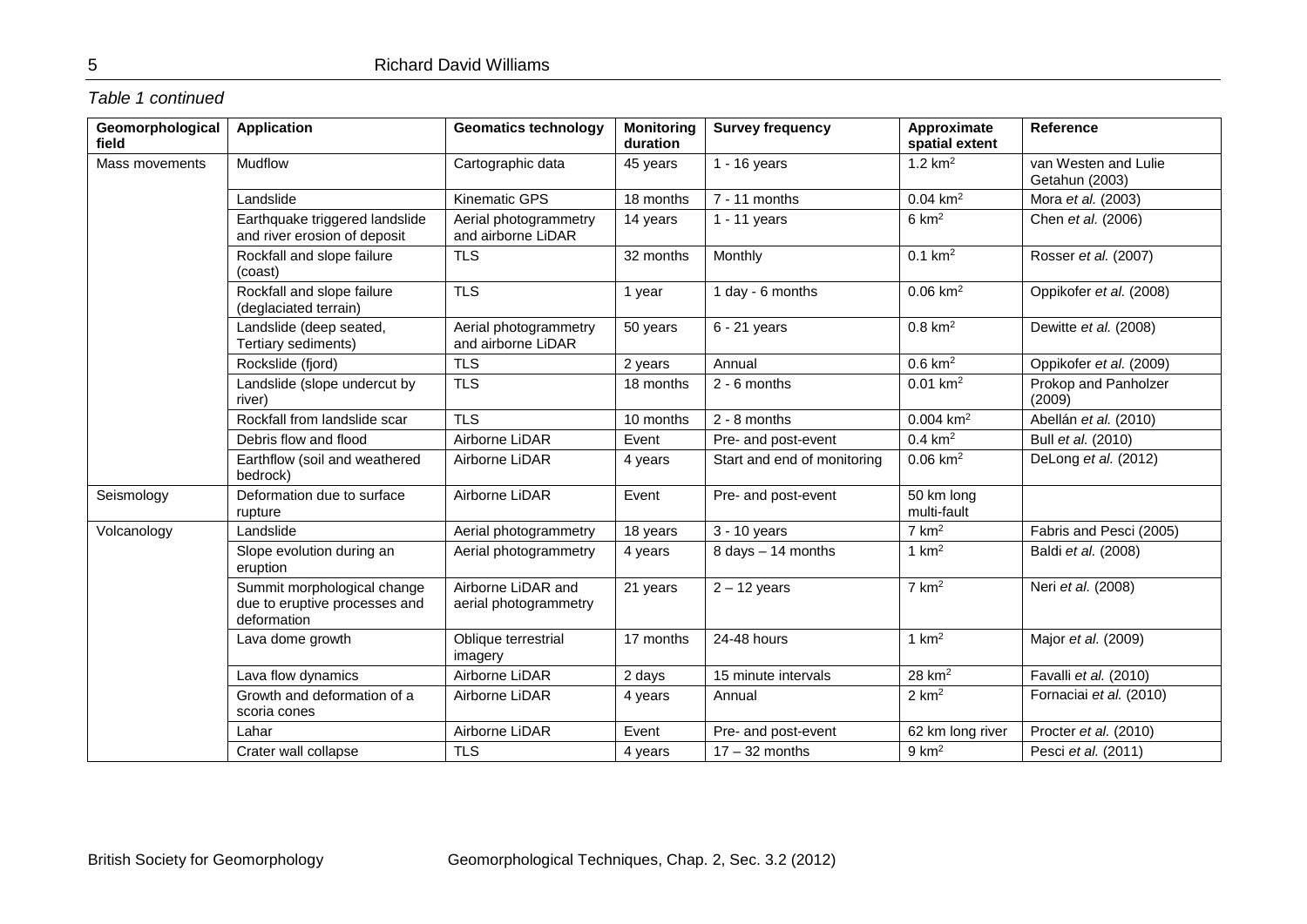*Table 1 continued*

| Geomorphological field | Application | Geomatics technology | Monitoring duration | Survey frequency | Approximate spatial extent | Reference |
|---|---|---|---|---|---|---|
| Mass movements | Mudflow | Cartographic data | 45 years | 1 - 16 years | 1.2 km$^2$ | van Westen and Lulie Getahun (2003) |
| | Landslide | Kinematic GPS | 18 months | 7 - 11 months | 0.04 km$^2$ | Mora *et al.* (2003) |
| | Earthquake triggered landslide and river erosion of deposit | Aerial photogrammetry and airborne LiDAR | 14 years | 1 - 11 years | 6 km$^2$ | Chen *et al.* (2006) |
| | Rockfall and slope failure (coast) | TLS | 32 months | Monthly | 0.1 km$^2$ | Rosser *et al.* (2007) |
| | Rockfall and slope failure (deglaciated terrain) | TLS | 1 year | 1 day - 6 months | 0.06 km$^2$ | Oppikofer *et al.* (2008) |
| | Landslide (deep seated, Tertiary sediments) | Aerial photogrammetry and airborne LiDAR | 50 years | 6 - 21 years | 0.8 km$^2$ | Dewitte *et al.* (2008) |
| | Rockslide (fjord) | TLS | 2 years | Annual | 0.6 km$^2$ | Oppikofer *et al.* (2009) |
| | Landslide (slope undercut by river) | TLS | 18 months | 2 - 6 months | 0.01 km$^2$ | Prokop and Panholzer (2009) |
| | Rockfall from landslide scar | TLS | 10 months | 2 - 8 months | 0.004 km$^2$ | Abellán *et al.* (2010) |
| | Debris flow and flood | Airborne LiDAR | Event | Pre- and post-event | 0.4 km$^2$ | Bull *et al.* (2010) |
| | Earthflow (soil and weathered bedrock) | Airborne LiDAR | 4 years | Start and end of monitoring | 0.06 km$^2$ | DeLong *et al.* (2012) |
| Seismology | Deformation due to surface rupture | Airborne LiDAR | Event | Pre- and post-event | 50 km long multi-fault | |
| Volcanology | Landslide | Aerial photogrammetry | 18 years | 3 - 10 years | 7 km$^2$ | Fabris and Pesci (2005) |
| | Slope evolution during an eruption | Aerial photogrammetry | 4 years | 8 days – 14 months | 1 km$^2$ | Baldi *et al.* (2008) |
| | Summit morphological change due to eruptive processes and deformation | Airborne LiDAR and aerial photogrammetry | 21 years | 2 – 12 years | 7 km$^2$ | Neri *et al.* (2008) |
| | Lava dome growth | Oblique terrestrial imagery | 17 months | 24-48 hours | 1 km$^2$ | Major *et al.* (2009) |
| | Lava flow dynamics | Airborne LiDAR | 2 days | 15 minute intervals | 28 km$^2$ | Favalli *et al.* (2010) |
| | Growth and deformation of a scoria cones | Airborne LiDAR | 4 years | Annual | 2 km$^2$ | Fornaciai *et al.* (2010) |
| | Lahar | Airborne LiDAR | Event | Pre- and post-event | 62 km long river | Procter *et al.* (2010) |
| | Crater wall collapse | TLS | 4 years | 17 – 32 months | 9 km$^2$ | Pesci *et al.* (2011) |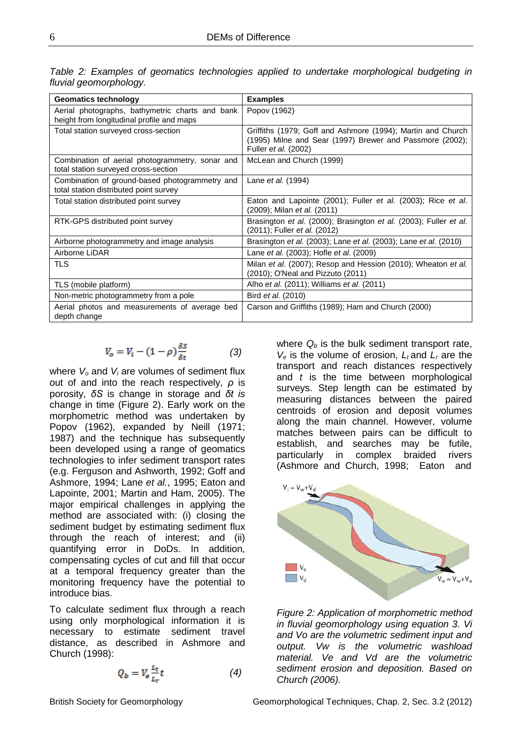*Table 2: Examples of geomatics technologies applied to undertake morphological budgeting in fluvial geomorphology.*

| Geomatics technology | Examples |
|---|---|
| Aerial photographs, bathymetric charts and bank height from longitudinal profile and maps | Popov (1962) |
| Total station surveyed cross-section | Griffiths (1979; Goff and Ashmore (1994); Martin and Church (1995) Milne and Sear (1997) Brewer and Passmore (2002); Fuller *et al.* (2002) |
| Combination of aerial photogrammetry, sonar and total station surveyed cross-section | McLean and Church (1999) |
| Combination of ground-based photogrammetry and total station distributed point survey | Lane *et al.* (1994) |
| Total station distributed point survey | Eaton and Lapointe (2001); Fuller *et al.* (2003); Rice *et al.* (2009); Milan *et al.* (2011) |
| RTK-GPS distributed point survey | Brasington *et al.* (2000); Brasington *et al.* (2003); Fuller *et al.* (2011); Fuller *et al.* (2012) |
| Airborne photogrammetry and image analysis | Brasington *et al.* (2003); Lane *et al.* (2003); Lane *et al.* (2010) |
| Airborne LiDAR | Lane *et al.* (2003); Hofle *et al.* (2009) |
| TLS | Milan *et al.* (2007); Resop and Hession (2010); Wheaton *et al.* (2010); O'Neal and Pizzuto (2011) |
| TLS (mobile platform) | Alho *et al.* (2011); Williams *et al.* (2011) |
| Non-metric photogrammetry from a pole | Bird *et al.* (2010) |
| Aerial photos and measurements of average bed depth change | Carson and Griffiths (1989); Ham and Church (2000) |

$$V_o = V_i - (1-\rho)\frac{\delta S}{\delta t} \qquad (3)$$

where $V_o$ and $V_i$ are volumes of sediment flux out of and into the reach respectively, $\rho$ is porosity, $\delta S$ is change in storage and $\delta t$ *is* change in time (Figure 2). Early work on the morphometric method was undertaken by Popov (1962), expanded by Neill (1971; 1987) and the technique has subsequently been developed using a range of geomatics technologies to infer sediment transport rates (e.g. Ferguson and Ashworth, 1992; Goff and Ashmore, 1994; Lane *et al.*, 1995; Eaton and Lapointe, 2001; Martin and Ham, 2005). The major empirical challenges in applying the method are associated with: (i) closing the sediment budget by estimating sediment flux through the reach of interest; and (ii) quantifying error in DoDs. In addition, compensating cycles of cut and fill that occur at a temporal frequency greater than the monitoring frequency have the potential to introduce bias.

To calculate sediment flux through a reach using only morphological information it is necessary to estimate sediment travel distance, as described in Ashmore and Church (1998):

$$Q_b = V_e \frac{L_t}{L_r} t \qquad (4)$$

where $Q_b$ is the bulk sediment transport rate, $V_e$ is the volume of erosion, $L_t$ and $L_r$ are the transport and reach distances respectively and $t$ is the time between morphological surveys. Step length can be estimated by measuring distances between the paired centroids of erosion and deposit volumes along the main channel. However, volume matches between pairs can be difficult to establish, and searches may be futile, particularly in complex braided rivers (Ashmore and Church, 1998; Eaton and

*Figure 2: Application of morphometric method in fluvial geomorphology using equation 3. Vi and Vo are the volumetric sediment input and output. Vw is the volumetric washload material. Ve and Vd are the volumetric sediment erosion and deposition. Based on Church (2006).*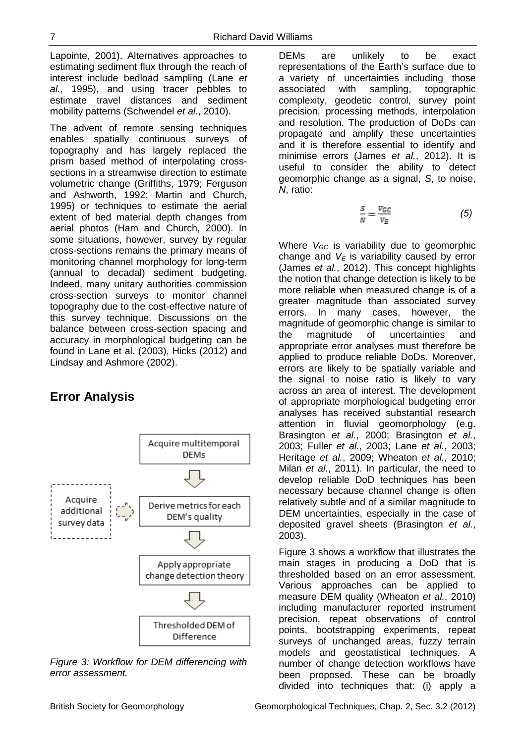Lapointe, 2001). Alternatives approaches to estimating sediment flux through the reach of interest include bedload sampling (Lane *et al.*, 1995), and using tracer pebbles to estimate travel distances and sediment mobility patterns (Schwendel *et al.*, 2010).

The advent of remote sensing techniques enables spatially continuous surveys of topography and has largely replaced the prism based method of interpolating cross-sections in a streamwise direction to estimate volumetric change (Griffiths, 1979; Ferguson and Ashworth, 1992; Martin and Church, 1995) or techniques to estimate the aerial extent of bed material depth changes from aerial photos (Ham and Church, 2000). In some situations, however, survey by regular cross-sections remains the primary means of monitoring channel morphology for long-term (annual to decadal) sediment budgeting. Indeed, many unitary authorities commission cross-section surveys to monitor channel topography due to the cost-effective nature of this survey technique. Discussions on the balance between cross-section spacing and accuracy in morphological budgeting can be found in Lane et al. (2003), Hicks (2012) and Lindsay and Ashmore (2002).

## Error Analysis

Acquire multitemporal DEMs → Derive metrics for each DEM's quality (← Acquire additional survey data) → Apply appropriate change detection theory → Thresholded DEM of Difference

*Figure 3: Workflow for DEM differencing with error assessment.*

DEMs are unlikely to be exact representations of the Earth's surface due to a variety of uncertainties including those associated with sampling, topographic complexity, geodetic control, survey point precision, processing methods, interpolation and resolution. The production of DoDs can propagate and amplify these uncertainties and it is therefore essential to identify and minimise errors (James *et al.*, 2012). It is useful to consider the ability to detect geomorphic change as a signal, *S*, to noise, *N*, ratio:

$$\frac{S}{N} = \frac{V_{GC}}{V_E} \qquad (5)$$

Where $V_{GC}$ is variability due to geomorphic change and $V_E$ is variability caused by error (James *et al.*, 2012). This concept highlights the notion that change detection is likely to be more reliable when measured change is of a greater magnitude than associated survey errors. In many cases, however, the magnitude of geomorphic change is similar to the magnitude of uncertainties and appropriate error analyses must therefore be applied to produce reliable DoDs. Moreover, errors are likely to be spatially variable and the signal to noise ratio is likely to vary across an area of interest. The development of appropriate morphological budgeting error analyses has received substantial research attention in fluvial geomorphology (e.g. Brasington *et al.*, 2000; Brasington *et al.*, 2003; Fuller *et al.*, 2003; Lane *et al.*, 2003; Heritage *et al.*, 2009; Wheaton *et al.*, 2010; Milan *et al.*, 2011). In particular, the need to develop reliable DoD techniques has been necessary because channel change is often relatively subtle and of a similar magnitude to DEM uncertainties, especially in the case of deposited gravel sheets (Brasington *et al.*, 2003).

Figure 3 shows a workflow that illustrates the main stages in producing a DoD that is thresholded based on an error assessment. Various approaches can be applied to measure DEM quality (Wheaton *et al.*, 2010) including manufacturer reported instrument precision, repeat observations of control points, bootstrapping experiments, repeat surveys of unchanged areas, fuzzy terrain models and geostatistical techniques. A number of change detection workflows have been proposed. These can be broadly divided into techniques that: (i) apply a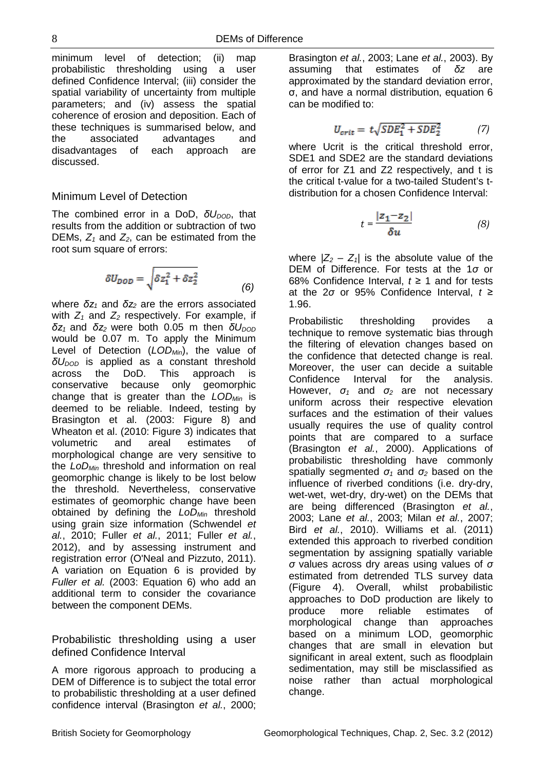minimum level of detection; (ii) map probabilistic thresholding using a user defined Confidence Interval; (iii) consider the spatial variability of uncertainty from multiple parameters; and (iv) assess the spatial coherence of erosion and deposition. Each of these techniques is summarised below, and the associated advantages and disadvantages of each approach are discussed.

## Minimum Level of Detection

The combined error in a DoD, $\delta U_{DOD}$, that results from the addition or subtraction of two DEMs, $Z_1$ and $Z_2$, can be estimated from the root sum square of errors:

$$\delta U_{DOD} = \sqrt{\delta z_1^2 + \delta z_2^2} \tag{6}$$

where $\delta z_1$ and $\delta z_2$ are the errors associated with $Z_1$ and $Z_2$ respectively. For example, if $\delta z_1$ and $\delta z_2$ were both 0.05 m then $\delta U_{DOD}$ would be 0.07 m. To apply the Minimum Level of Detection ($LOD_{Min}$), the value of $\delta U_{DOD}$ is applied as a constant threshold across the DoD. This approach is conservative because only geomorphic change that is greater than the $LOD_{Min}$ is deemed to be reliable. Indeed, testing by Brasington et al. (2003: Figure 8) and Wheaton et al. (2010: Figure 3) indicates that volumetric and areal estimates of morphological change are very sensitive to the $LoD_{Min}$ threshold and information on real geomorphic change is likely to be lost below the threshold. Nevertheless, conservative estimates of geomorphic change have been obtained by defining the $LoD_{Min}$ threshold using grain size information (Schwendel *et al.*, 2010; Fuller *et al.*, 2011; Fuller *et al.*, 2012), and by assessing instrument and registration error (O'Neal and Pizzuto, 2011). A variation on Equation 6 is provided by *Fuller et al.* (2003: Equation 6) who add an additional term to consider the covariance between the component DEMs.

## Probabilistic thresholding using a user defined Confidence Interval

A more rigorous approach to producing a DEM of Difference is to subject the total error to probabilistic thresholding at a user defined confidence interval (Brasington *et al.*, 2000; Brasington *et al.*, 2003; Lane *et al.*, 2003). By assuming that estimates of $\delta z$ are approximated by the standard deviation error, σ, and have a normal distribution, equation 6 can be modified to:

$$U_{crit} = t\sqrt{SDE_1^2 + SDE_2^2} \tag{7}$$

where Ucrit is the critical threshold error, SDE1 and SDE2 are the standard deviations of error for Z1 and Z2 respectively, and t is the critical t-value for a two-tailed Student's t-distribution for a chosen Confidence Interval:

$$t = \frac{|z_1 - z_2|}{\delta u} \tag{8}$$

where $|Z_2 - Z_1|$ is the absolute value of the DEM of Difference. For tests at the 1$\sigma$ or 68% Confidence Interval, $t \geq 1$ and for tests at the 2$\sigma$ or 95% Confidence Interval, $t \geq 1.96$.

Probabilistic thresholding provides a technique to remove systematic bias through the filtering of elevation changes based on the confidence that detected change is real. Moreover, the user can decide a suitable Confidence Interval for the analysis. However, $\sigma_1$ and $\sigma_2$ are not necessary uniform across their respective elevation surfaces and the estimation of their values usually requires the use of quality control points that are compared to a surface (Brasington *et al.*, 2000). Applications of probabilistic thresholding have commonly spatially segmented $\sigma_1$ and $\sigma_2$ based on the influence of riverbed conditions (i.e. dry-dry, wet-wet, wet-dry, dry-wet) on the DEMs that are being differenced (Brasington *et al.*, 2003; Lane *et al.*, 2003; Milan *et al.*, 2007; Bird *et al.*, 2010). Williams et al. (2011) extended this approach to riverbed condition segmentation by assigning spatially variable $\sigma$ values across dry areas using values of $\sigma$ estimated from detrended TLS survey data (Figure 4). Overall, whilst probabilistic approaches to DoD production are likely to produce more reliable estimates of morphological change than approaches based on a minimum LOD, geomorphic changes that are small in elevation but significant in areal extent, such as floodplain sedimentation, may still be misclassified as noise rather than actual morphological change.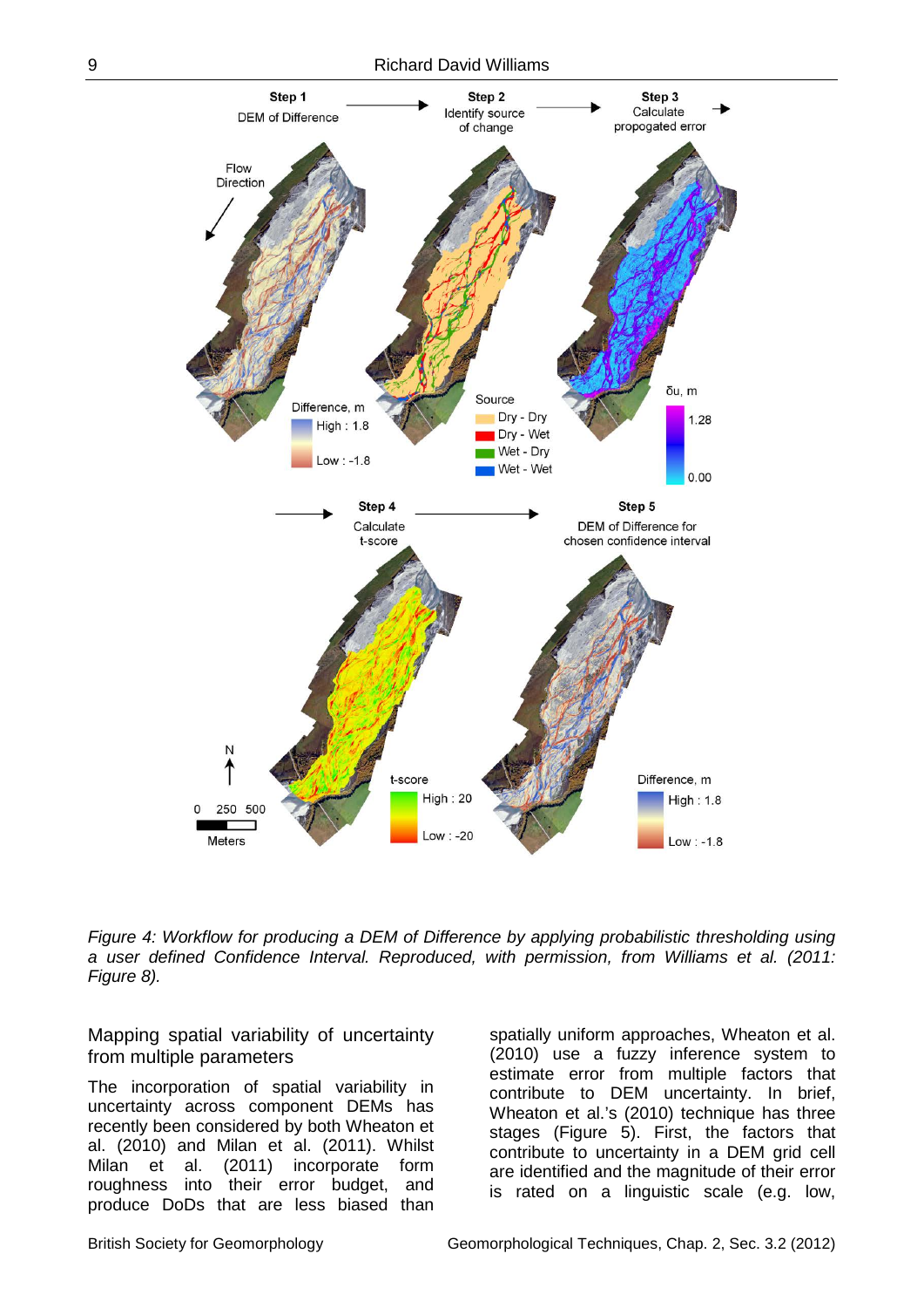*Figure 4: Workflow for producing a DEM of Difference by applying probabilistic thresholding using a user defined Confidence Interval. Reproduced, with permission, from Williams et al. (2011: Figure 8).*

## Mapping spatial variability of uncertainty from multiple parameters

The incorporation of spatial variability in uncertainty across component DEMs has recently been considered by both Wheaton et al. (2010) and Milan et al. (2011). Whilst Milan et al. (2011) incorporate form roughness into their error budget, and produce DoDs that are less biased than spatially uniform approaches, Wheaton et al. (2010) use a fuzzy inference system to estimate error from multiple factors that contribute to DEM uncertainty. In brief, Wheaton et al.'s (2010) technique has three stages (Figure 5). First, the factors that contribute to uncertainty in a DEM grid cell are identified and the magnitude of their error is rated on a linguistic scale (e.g. low,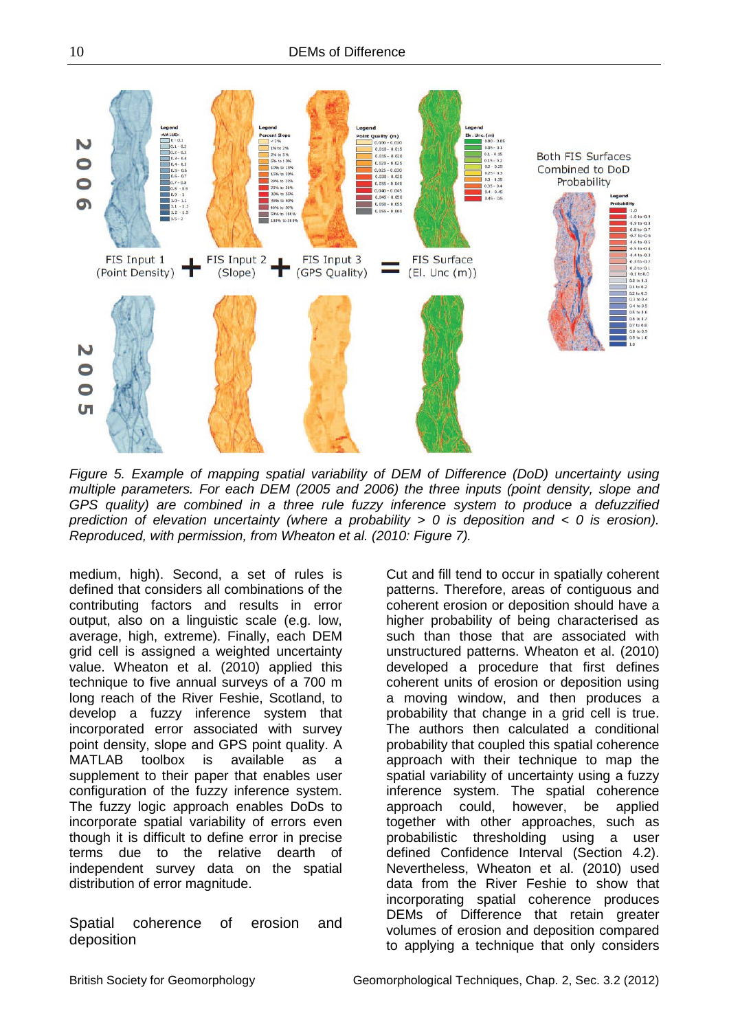*Figure 5. Example of mapping spatial variability of DEM of Difference (DoD) uncertainty using multiple parameters. For each DEM (2005 and 2006) the three inputs (point density, slope and GPS quality) are combined in a three rule fuzzy inference system to produce a defuzzified prediction of elevation uncertainty (where a probability > 0 is deposition and < 0 is erosion). Reproduced, with permission, from Wheaton et al. (2010: Figure 7).*

medium, high). Second, a set of rules is defined that considers all combinations of the contributing factors and results in error output, also on a linguistic scale (e.g. low, average, high, extreme). Finally, each DEM grid cell is assigned a weighted uncertainty value. Wheaton et al. (2010) applied this technique to five annual surveys of a 700 m long reach of the River Feshie, Scotland, to develop a fuzzy inference system that incorporated error associated with survey point density, slope and GPS point quality. A MATLAB toolbox is available as a supplement to their paper that enables user configuration of the fuzzy inference system. The fuzzy logic approach enables DoDs to incorporate spatial variability of errors even though it is difficult to define error in precise terms due to the relative dearth of independent survey data on the spatial distribution of error magnitude.

## Spatial coherence of erosion and deposition

Cut and fill tend to occur in spatially coherent patterns. Therefore, areas of contiguous and coherent erosion or deposition should have a higher probability of being characterised as such than those that are associated with unstructured patterns. Wheaton et al. (2010) developed a procedure that first defines coherent units of erosion or deposition using a moving window, and then produces a probability that change in a grid cell is true. The authors then calculated a conditional probability that coupled this spatial coherence approach with their technique to map the spatial variability of uncertainty using a fuzzy inference system. The spatial coherence approach could, however, be applied together with other approaches, such as probabilistic thresholding using a user defined Confidence Interval (Section 4.2). Nevertheless, Wheaton et al. (2010) used data from the River Feshie to show that incorporating spatial coherence produces DEMs of Difference that retain greater volumes of erosion and deposition compared to applying a technique that only considers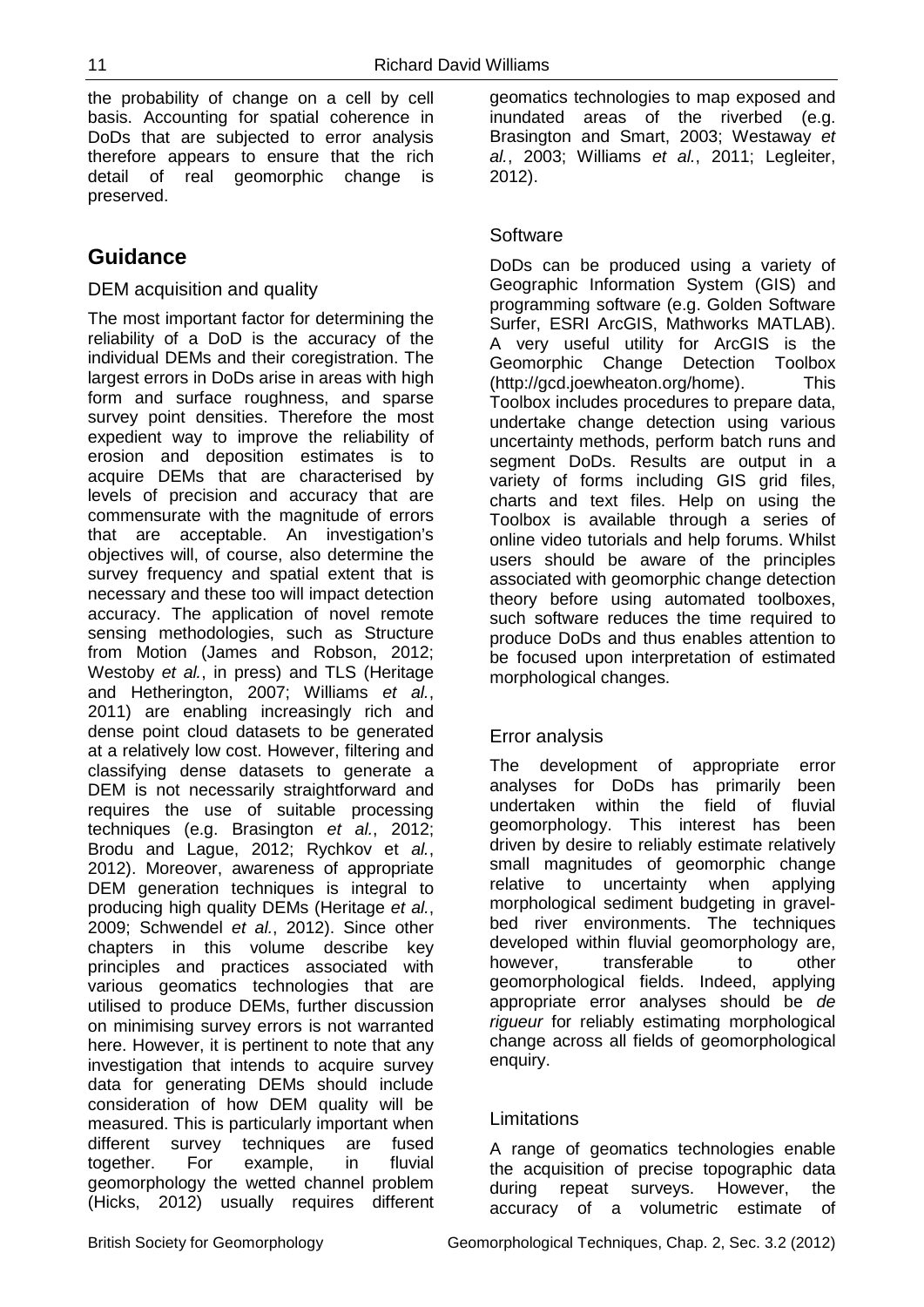the probability of change on a cell by cell basis. Accounting for spatial coherence in DoDs that are subjected to error analysis therefore appears to ensure that the rich detail of real geomorphic change is preserved.

## Guidance

### DEM acquisition and quality

The most important factor for determining the reliability of a DoD is the accuracy of the individual DEMs and their coregistration. The largest errors in DoDs arise in areas with high form and surface roughness, and sparse survey point densities. Therefore the most expedient way to improve the reliability of erosion and deposition estimates is to acquire DEMs that are characterised by levels of precision and accuracy that are commensurate with the magnitude of errors that are acceptable. An investigation's objectives will, of course, also determine the survey frequency and spatial extent that is necessary and these too will impact detection accuracy. The application of novel remote sensing methodologies, such as Structure from Motion (James and Robson, 2012; Westoby *et al.*, in press) and TLS (Heritage and Hetherington, 2007; Williams *et al.*, 2011) are enabling increasingly rich and dense point cloud datasets to be generated at a relatively low cost. However, filtering and classifying dense datasets to generate a DEM is not necessarily straightforward and requires the use of suitable processing techniques (e.g. Brasington *et al.*, 2012; Brodu and Lague, 2012; Rychkov et *al.*, 2012). Moreover, awareness of appropriate DEM generation techniques is integral to producing high quality DEMs (Heritage *et al.*, 2009; Schwendel *et al.*, 2012). Since other chapters in this volume describe key principles and practices associated with various geomatics technologies that are utilised to produce DEMs, further discussion on minimising survey errors is not warranted here. However, it is pertinent to note that any investigation that intends to acquire survey data for generating DEMs should include consideration of how DEM quality will be measured. This is particularly important when different survey techniques are fused together. For example, in fluvial geomorphology the wetted channel problem (Hicks, 2012) usually requires different geomatics technologies to map exposed and inundated areas of the riverbed (e.g. Brasington and Smart, 2003; Westaway *et al.*, 2003; Williams *et al.*, 2011; Legleiter, 2012).

### Software

DoDs can be produced using a variety of Geographic Information System (GIS) and programming software (e.g. Golden Software Surfer, ESRI ArcGIS, Mathworks MATLAB). A very useful utility for ArcGIS is the Geomorphic Change Detection Toolbox (http://gcd.joewheaton.org/home). This Toolbox includes procedures to prepare data, undertake change detection using various uncertainty methods, perform batch runs and segment DoDs. Results are output in a variety of forms including GIS grid files, charts and text files. Help on using the Toolbox is available through a series of online video tutorials and help forums. Whilst users should be aware of the principles associated with geomorphic change detection theory before using automated toolboxes, such software reduces the time required to produce DoDs and thus enables attention to be focused upon interpretation of estimated morphological changes.

### Error analysis

The development of appropriate error analyses for DoDs has primarily been undertaken within the field of fluvial geomorphology. This interest has been driven by desire to reliably estimate relatively small magnitudes of geomorphic change relative to uncertainty when applying morphological sediment budgeting in gravel-bed river environments. The techniques developed within fluvial geomorphology are, however, transferable to other geomorphological fields. Indeed, applying appropriate error analyses should be *de rigueur* for reliably estimating morphological change across all fields of geomorphological enquiry.

### Limitations

A range of geomatics technologies enable the acquisition of precise topographic data during repeat surveys. However, the accuracy of a volumetric estimate of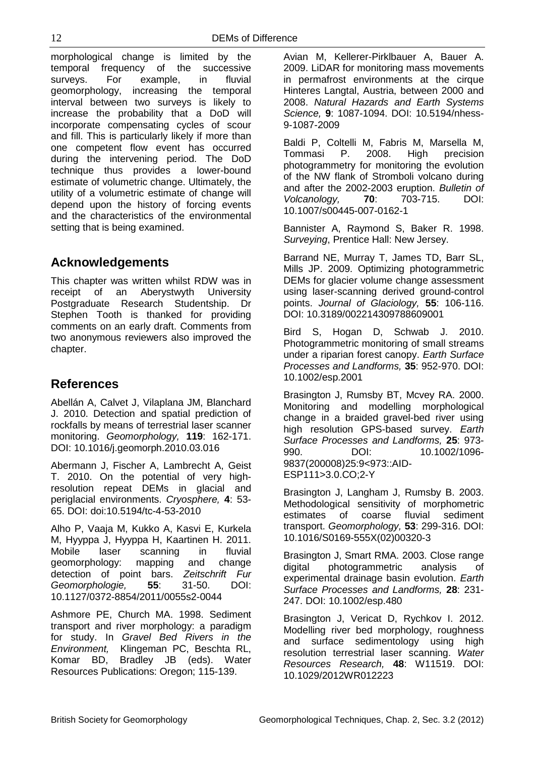morphological change is limited by the temporal frequency of the successive surveys. For example, in fluvial geomorphology, increasing the temporal interval between two surveys is likely to increase the probability that a DoD will incorporate compensating cycles of scour and fill. This is particularly likely if more than one competent flow event has occurred during the intervening period. The DoD technique thus provides a lower-bound estimate of volumetric change. Ultimately, the utility of a volumetric estimate of change will depend upon the history of forcing events and the characteristics of the environmental setting that is being examined.

## Acknowledgements

This chapter was written whilst RDW was in receipt of an Aberystwyth University Postgraduate Research Studentship. Dr Stephen Tooth is thanked for providing comments on an early draft. Comments from two anonymous reviewers also improved the chapter.

## References

Abellán A, Calvet J, Vilaplana JM, Blanchard J. 2010. Detection and spatial prediction of rockfalls by means of terrestrial laser scanner monitoring. *Geomorphology,* **119**: 162-171. DOI: 10.1016/j.geomorph.2010.03.016

Abermann J, Fischer A, Lambrecht A, Geist T. 2010. On the potential of very high-resolution repeat DEMs in glacial and periglacial environments. *Cryosphere,* **4**: 53-65. DOI: doi:10.5194/tc-4-53-2010

Alho P, Vaaja M, Kukko A, Kasvi E, Kurkela M, Hyyppa J, Hyyppa H, Kaartinen H. 2011. Mobile laser scanning in fluvial geomorphology: mapping and change detection of point bars. *Zeitschrift Fur Geomorphologie,* **55**: 31-50. DOI: 10.1127/0372-8854/2011/0055s2-0044

Ashmore PE, Church MA. 1998. Sediment transport and river morphology: a paradigm for study. In *Gravel Bed Rivers in the Environment,* Klingeman PC, Beschta RL, Komar BD, Bradley JB (eds). Water Resources Publications: Oregon; 115-139.

Avian M, Kellerer-Pirklbauer A, Bauer A. 2009. LiDAR for monitoring mass movements in permafrost environments at the cirque Hinteres Langtal, Austria, between 2000 and 2008. *Natural Hazards and Earth Systems Science,* **9**: 1087-1094. DOI: 10.5194/nhess-9-1087-2009

Baldi P, Coltelli M, Fabris M, Marsella M, Tommasi P. 2008. High precision photogrammetry for monitoring the evolution of the NW flank of Stromboli volcano during and after the 2002-2003 eruption. *Bulletin of Volcanology,* **70**: 703-715. DOI: 10.1007/s00445-007-0162-1

Bannister A, Raymond S, Baker R. 1998. *Surveying*, Prentice Hall: New Jersey.

Barrand NE, Murray T, James TD, Barr SL, Mills JP. 2009. Optimizing photogrammetric DEMs for glacier volume change assessment using laser-scanning derived ground-control points. *Journal of Glaciology,* **55**: 106-116. DOI: 10.3189/002214309788609001

Bird S, Hogan D, Schwab J. 2010. Photogrammetric monitoring of small streams under a riparian forest canopy. *Earth Surface Processes and Landforms,* **35**: 952-970. DOI: 10.1002/esp.2001

Brasington J, Rumsby BT, Mcvey RA. 2000. Monitoring and modelling morphological change in a braided gravel-bed river using high resolution GPS-based survey. *Earth Surface Processes and Landforms,* **25**: 973-990. DOI: 10.1002/1096-9837(200008)25:9<973::AID-ESP111>3.0.CO;2-Y

Brasington J, Langham J, Rumsby B. 2003. Methodological sensitivity of morphometric estimates of coarse fluvial sediment transport. *Geomorphology,* **53**: 299-316. DOI: 10.1016/S0169-555X(02)00320-3

Brasington J, Smart RMA. 2003. Close range digital photogrammetric analysis of experimental drainage basin evolution. *Earth Surface Processes and Landforms,* **28**: 231-247. DOI: 10.1002/esp.480

Brasington J, Vericat D, Rychkov I. 2012. Modelling river bed morphology, roughness and surface sedimentology using high resolution terrestrial laser scanning. *Water Resources Research,* **48**: W11519. DOI: 10.1029/2012WR012223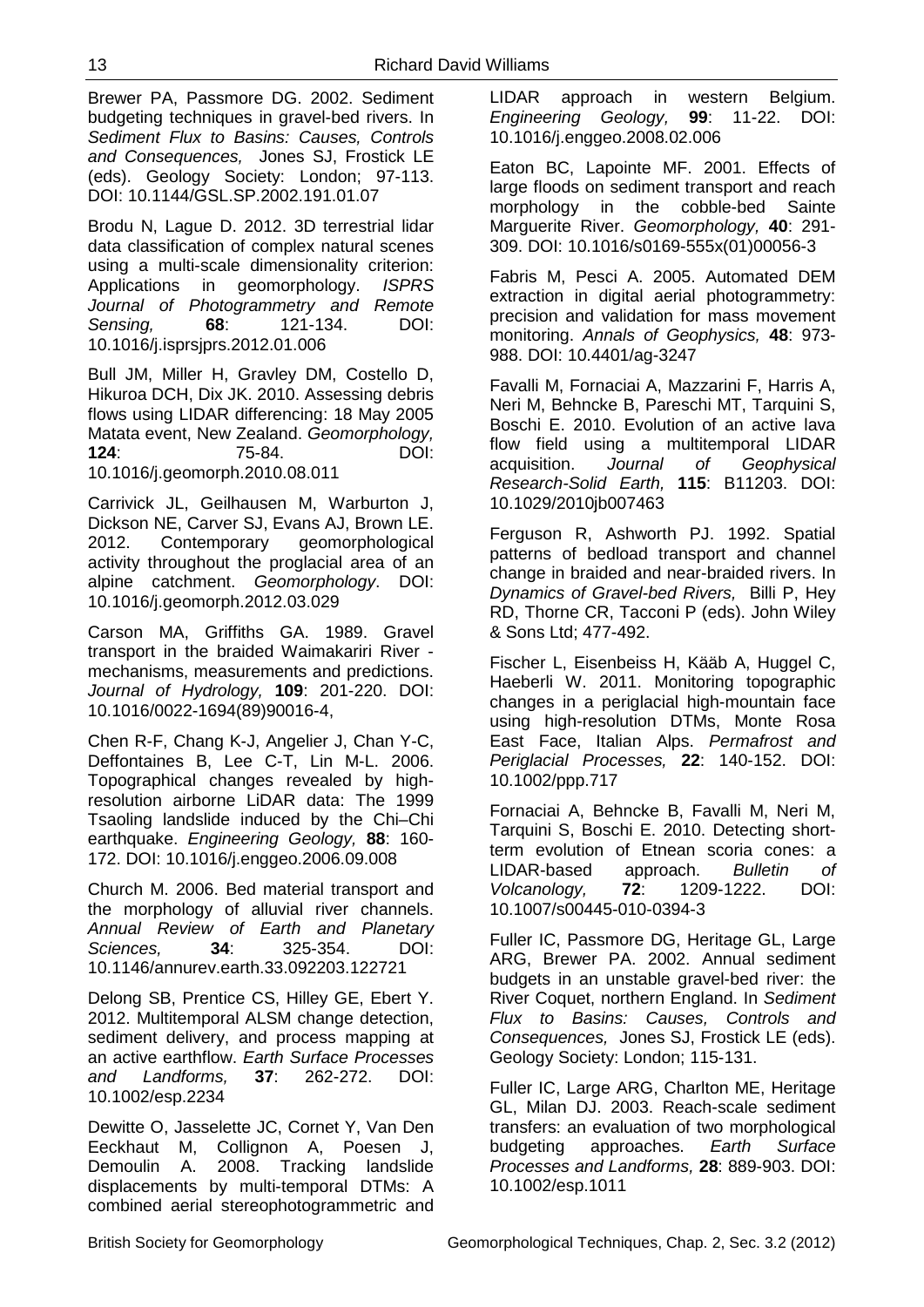Brewer PA, Passmore DG. 2002. Sediment budgeting techniques in gravel-bed rivers. In *Sediment Flux to Basins: Causes, Controls and Consequences,* Jones SJ, Frostick LE (eds). Geology Society: London; 97-113. DOI: 10.1144/GSL.SP.2002.191.01.07

Brodu N, Lague D. 2012. 3D terrestrial lidar data classification of complex natural scenes using a multi-scale dimensionality criterion: Applications in geomorphology. *ISPRS Journal of Photogrammetry and Remote Sensing,* **68**: 121-134. DOI: 10.1016/j.isprsjprs.2012.01.006

Bull JM, Miller H, Gravley DM, Costello D, Hikuroa DCH, Dix JK. 2010. Assessing debris flows using LIDAR differencing: 18 May 2005 Matata event, New Zealand. *Geomorphology,* **124**: 75-84. DOI: 10.1016/j.geomorph.2010.08.011

Carrivick JL, Geilhausen M, Warburton J, Dickson NE, Carver SJ, Evans AJ, Brown LE. 2012. Contemporary geomorphological activity throughout the proglacial area of an alpine catchment. *Geomorphology*. DOI: 10.1016/j.geomorph.2012.03.029

Carson MA, Griffiths GA. 1989. Gravel transport in the braided Waimakariri River - mechanisms, measurements and predictions. *Journal of Hydrology,* **109**: 201-220. DOI: 10.1016/0022-1694(89)90016-4,

Chen R-F, Chang K-J, Angelier J, Chan Y-C, Deffontaines B, Lee C-T, Lin M-L. 2006. Topographical changes revealed by high-resolution airborne LiDAR data: The 1999 Tsaoling landslide induced by the Chi–Chi earthquake. *Engineering Geology,* **88**: 160-172. DOI: 10.1016/j.enggeo.2006.09.008

Church M. 2006. Bed material transport and the morphology of alluvial river channels. *Annual Review of Earth and Planetary Sciences,* **34**: 325-354. DOI: 10.1146/annurev.earth.33.092203.122721

Delong SB, Prentice CS, Hilley GE, Ebert Y. 2012. Multitemporal ALSM change detection, sediment delivery, and process mapping at an active earthflow. *Earth Surface Processes and Landforms,* **37**: 262-272. DOI: 10.1002/esp.2234

Dewitte O, Jasselette JC, Cornet Y, Van Den Eeckhaut M, Collignon A, Poesen J, Demoulin A. 2008. Tracking landslide displacements by multi-temporal DTMs: A combined aerial stereophotogrammetric and LIDAR approach in western Belgium. *Engineering Geology,* **99**: 11-22. DOI: 10.1016/j.enggeo.2008.02.006

Eaton BC, Lapointe MF. 2001. Effects of large floods on sediment transport and reach morphology in the cobble-bed Sainte Marguerite River. *Geomorphology,* **40**: 291-309. DOI: 10.1016/s0169-555x(01)00056-3

Fabris M, Pesci A. 2005. Automated DEM extraction in digital aerial photogrammetry: precision and validation for mass movement monitoring. *Annals of Geophysics,* **48**: 973-988. DOI: 10.4401/ag-3247

Favalli M, Fornaciai A, Mazzarini F, Harris A, Neri M, Behncke B, Pareschi MT, Tarquini S, Boschi E. 2010. Evolution of an active lava flow field using a multitemporal LIDAR acquisition. *Journal of Geophysical Research-Solid Earth,* **115**: B11203. DOI: 10.1029/2010jb007463

Ferguson R, Ashworth PJ. 1992. Spatial patterns of bedload transport and channel change in braided and near-braided rivers. In *Dynamics of Gravel-bed Rivers,* Billi P, Hey RD, Thorne CR, Tacconi P (eds). John Wiley & Sons Ltd; 477-492.

Fischer L, Eisenbeiss H, Kääb A, Huggel C, Haeberli W. 2011. Monitoring topographic changes in a periglacial high-mountain face using high-resolution DTMs, Monte Rosa East Face, Italian Alps. *Permafrost and Periglacial Processes,* **22**: 140-152. DOI: 10.1002/ppp.717

Fornaciai A, Behncke B, Favalli M, Neri M, Tarquini S, Boschi E. 2010. Detecting short-term evolution of Etnean scoria cones: a LIDAR-based approach. *Bulletin of Volcanology,* **72**: 1209-1222. DOI: 10.1007/s00445-010-0394-3

Fuller IC, Passmore DG, Heritage GL, Large ARG, Brewer PA. 2002. Annual sediment budgets in an unstable gravel-bed river: the River Coquet, northern England. In *Sediment Flux to Basins: Causes, Controls and Consequences,* Jones SJ, Frostick LE (eds). Geology Society: London; 115-131.

Fuller IC, Large ARG, Charlton ME, Heritage GL, Milan DJ. 2003. Reach-scale sediment transfers: an evaluation of two morphological budgeting approaches. *Earth Surface Processes and Landforms,* **28**: 889-903. DOI: 10.1002/esp.1011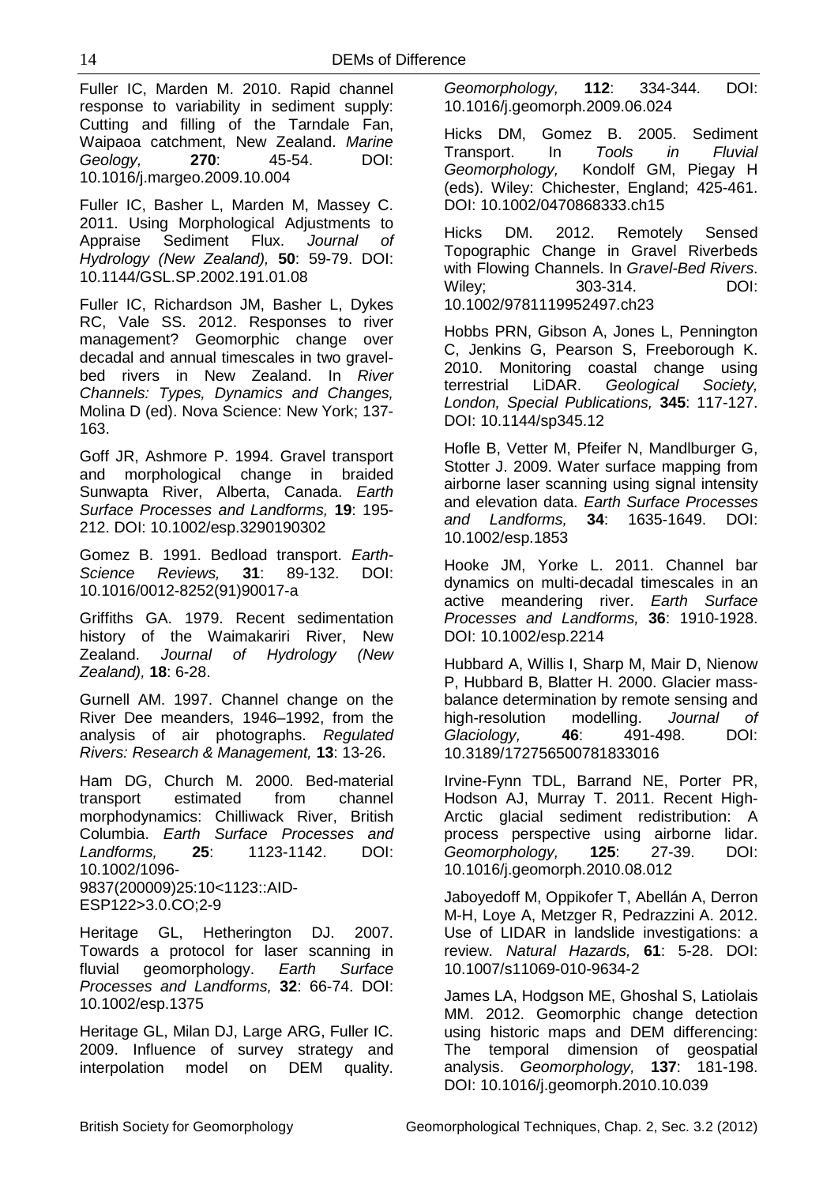Fuller IC, Marden M. 2010. Rapid channel response to variability in sediment supply: Cutting and filling of the Tarndale Fan, Waipaoa catchment, New Zealand. *Marine Geology,* **270**: 45-54. DOI: 10.1016/j.margeo.2009.10.004

Fuller IC, Basher L, Marden M, Massey C. 2011. Using Morphological Adjustments to Appraise Sediment Flux. *Journal of Hydrology (New Zealand),* **50**: 59-79. DOI: 10.1144/GSL.SP.2002.191.01.08

Fuller IC, Richardson JM, Basher L, Dykes RC, Vale SS. 2012. Responses to river management? Geomorphic change over decadal and annual timescales in two gravel-bed rivers in New Zealand. In *River Channels: Types, Dynamics and Changes,* Molina D (ed). Nova Science: New York; 137-163.

Goff JR, Ashmore P. 1994. Gravel transport and morphological change in braided Sunwapta River, Alberta, Canada. *Earth Surface Processes and Landforms,* **19**: 195-212. DOI: 10.1002/esp.3290190302

Gomez B. 1991. Bedload transport. *Earth-Science Reviews,* **31**: 89-132. DOI: 10.1016/0012-8252(91)90017-a

Griffiths GA. 1979. Recent sedimentation history of the Waimakariri River, New Zealand. *Journal of Hydrology (New Zealand),* **18**: 6-28.

Gurnell AM. 1997. Channel change on the River Dee meanders, 1946–1992, from the analysis of air photographs. *Regulated Rivers: Research & Management,* **13**: 13-26.

Ham DG, Church M. 2000. Bed-material transport estimated from channel morphodynamics: Chilliwack River, British Columbia. *Earth Surface Processes and Landforms,* **25**: 1123-1142. DOI: 10.1002/1096-9837(200009)25:10<1123::AID-ESP122>3.0.CO;2-9

Heritage GL, Hetherington DJ. 2007. Towards a protocol for laser scanning in fluvial geomorphology. *Earth Surface Processes and Landforms,* **32**: 66-74. DOI: 10.1002/esp.1375

Heritage GL, Milan DJ, Large ARG, Fuller IC. 2009. Influence of survey strategy and interpolation model on DEM quality. *Geomorphology,* **112**: 334-344. DOI: 10.1016/j.geomorph.2009.06.024

Hicks DM, Gomez B. 2005. Sediment Transport. In *Tools in Fluvial Geomorphology,* Kondolf GM, Piegay H (eds). Wiley: Chichester, England; 425-461. DOI: 10.1002/0470868333.ch15

Hicks DM. 2012. Remotely Sensed Topographic Change in Gravel Riverbeds with Flowing Channels. In *Gravel-Bed Rivers*. Wiley; 303-314. DOI: 10.1002/9781119952497.ch23

Hobbs PRN, Gibson A, Jones L, Pennington C, Jenkins G, Pearson S, Freeborough K. 2010. Monitoring coastal change using terrestrial LiDAR. *Geological Society, London, Special Publications,* **345**: 117-127. DOI: 10.1144/sp345.12

Hofle B, Vetter M, Pfeifer N, Mandlburger G, Stotter J. 2009. Water surface mapping from airborne laser scanning using signal intensity and elevation data. *Earth Surface Processes and Landforms,* **34**: 1635-1649. DOI: 10.1002/esp.1853

Hooke JM, Yorke L. 2011. Channel bar dynamics on multi-decadal timescales in an active meandering river. *Earth Surface Processes and Landforms,* **36**: 1910-1928. DOI: 10.1002/esp.2214

Hubbard A, Willis I, Sharp M, Mair D, Nienow P, Hubbard B, Blatter H. 2000. Glacier mass-balance determination by remote sensing and high-resolution modelling. *Journal of Glaciology,* **46**: 491-498. DOI: 10.3189/172756500781833016

Irvine-Fynn TDL, Barrand NE, Porter PR, Hodson AJ, Murray T. 2011. Recent High-Arctic glacial sediment redistribution: A process perspective using airborne lidar. *Geomorphology,* **125**: 27-39. DOI: 10.1016/j.geomorph.2010.08.012

Jaboyedoff M, Oppikofer T, Abellán A, Derron M-H, Loye A, Metzger R, Pedrazzini A. 2012. Use of LIDAR in landslide investigations: a review. *Natural Hazards,* **61**: 5-28. DOI: 10.1007/s11069-010-9634-2

James LA, Hodgson ME, Ghoshal S, Latiolais MM. 2012. Geomorphic change detection using historic maps and DEM differencing: The temporal dimension of geospatial analysis. *Geomorphology,* **137**: 181-198. DOI: 10.1016/j.geomorph.2010.10.039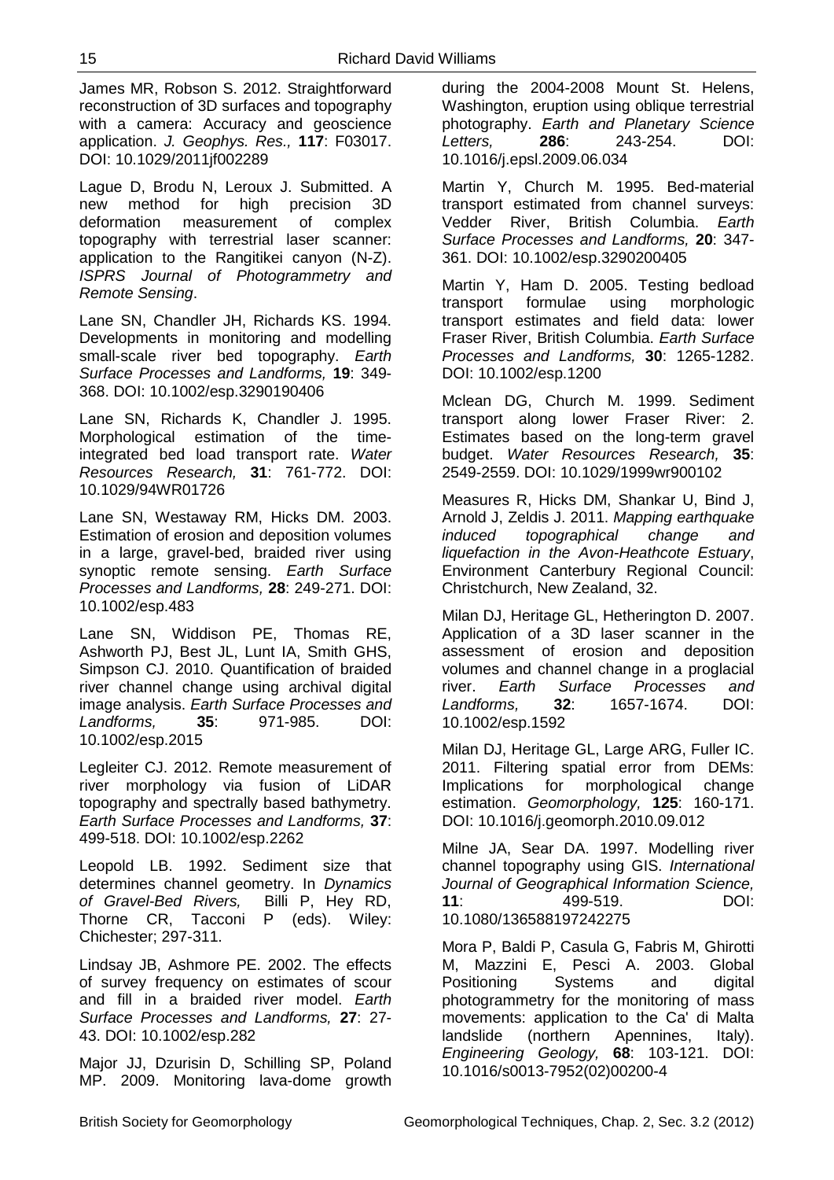James MR, Robson S. 2012. Straightforward reconstruction of 3D surfaces and topography with a camera: Accuracy and geoscience application. *J. Geophys. Res.,* **117**: F03017. DOI: 10.1029/2011jf002289

Lague D, Brodu N, Leroux J. Submitted. A new method for high precision 3D deformation measurement of complex topography with terrestrial laser scanner: application to the Rangitikei canyon (N-Z). *ISPRS Journal of Photogrammetry and Remote Sensing*.

Lane SN, Chandler JH, Richards KS. 1994. Developments in monitoring and modelling small-scale river bed topography. *Earth Surface Processes and Landforms,* **19**: 349-368. DOI: 10.1002/esp.3290190406

Lane SN, Richards K, Chandler J. 1995. Morphological estimation of the time-integrated bed load transport rate. *Water Resources Research,* **31**: 761-772. DOI: 10.1029/94WR01726

Lane SN, Westaway RM, Hicks DM. 2003. Estimation of erosion and deposition volumes in a large, gravel-bed, braided river using synoptic remote sensing. *Earth Surface Processes and Landforms,* **28**: 249-271. DOI: 10.1002/esp.483

Lane SN, Widdison PE, Thomas RE, Ashworth PJ, Best JL, Lunt IA, Smith GHS, Simpson CJ. 2010. Quantification of braided river channel change using archival digital image analysis. *Earth Surface Processes and Landforms,* **35**: 971-985. DOI: 10.1002/esp.2015

Legleiter CJ. 2012. Remote measurement of river morphology via fusion of LiDAR topography and spectrally based bathymetry. *Earth Surface Processes and Landforms,* **37**: 499-518. DOI: 10.1002/esp.2262

Leopold LB. 1992. Sediment size that determines channel geometry. In *Dynamics of Gravel-Bed Rivers,* Billi P, Hey RD, Thorne CR, Tacconi P (eds). Wiley: Chichester; 297-311.

Lindsay JB, Ashmore PE. 2002. The effects of survey frequency on estimates of scour and fill in a braided river model. *Earth Surface Processes and Landforms,* **27**: 27-43. DOI: 10.1002/esp.282

Major JJ, Dzurisin D, Schilling SP, Poland MP. 2009. Monitoring lava-dome growth during the 2004-2008 Mount St. Helens, Washington, eruption using oblique terrestrial photography. *Earth and Planetary Science Letters,* **286**: 243-254. DOI: 10.1016/j.epsl.2009.06.034

Martin Y, Church M. 1995. Bed-material transport estimated from channel surveys: Vedder River, British Columbia. *Earth Surface Processes and Landforms,* **20**: 347-361. DOI: 10.1002/esp.3290200405

Martin Y, Ham D. 2005. Testing bedload transport formulae using morphologic transport estimates and field data: lower Fraser River, British Columbia. *Earth Surface Processes and Landforms,* **30**: 1265-1282. DOI: 10.1002/esp.1200

Mclean DG, Church M. 1999. Sediment transport along lower Fraser River: 2. Estimates based on the long-term gravel budget. *Water Resources Research,* **35**: 2549-2559. DOI: 10.1029/1999wr900102

Measures R, Hicks DM, Shankar U, Bind J, Arnold J, Zeldis J. 2011. *Mapping earthquake induced topographical change and liquefaction in the Avon-Heathcote Estuary*, Environment Canterbury Regional Council: Christchurch, New Zealand, 32.

Milan DJ, Heritage GL, Hetherington D. 2007. Application of a 3D laser scanner in the assessment of erosion and deposition volumes and channel change in a proglacial river. *Earth Surface Processes and Landforms,* **32**: 1657-1674. DOI: 10.1002/esp.1592

Milan DJ, Heritage GL, Large ARG, Fuller IC. 2011. Filtering spatial error from DEMs: Implications for morphological change estimation. *Geomorphology,* **125**: 160-171. DOI: 10.1016/j.geomorph.2010.09.012

Milne JA, Sear DA. 1997. Modelling river channel topography using GIS. *International Journal of Geographical Information Science,* **11**: 499-519. DOI: 10.1080/136588197242275

Mora P, Baldi P, Casula G, Fabris M, Ghirotti M, Mazzini E, Pesci A. 2003. Global Positioning Systems and digital photogrammetry for the monitoring of mass movements: application to the Ca' di Malta landslide (northern Apennines, Italy). *Engineering Geology,* **68**: 103-121. DOI: 10.1016/s0013-7952(02)00200-4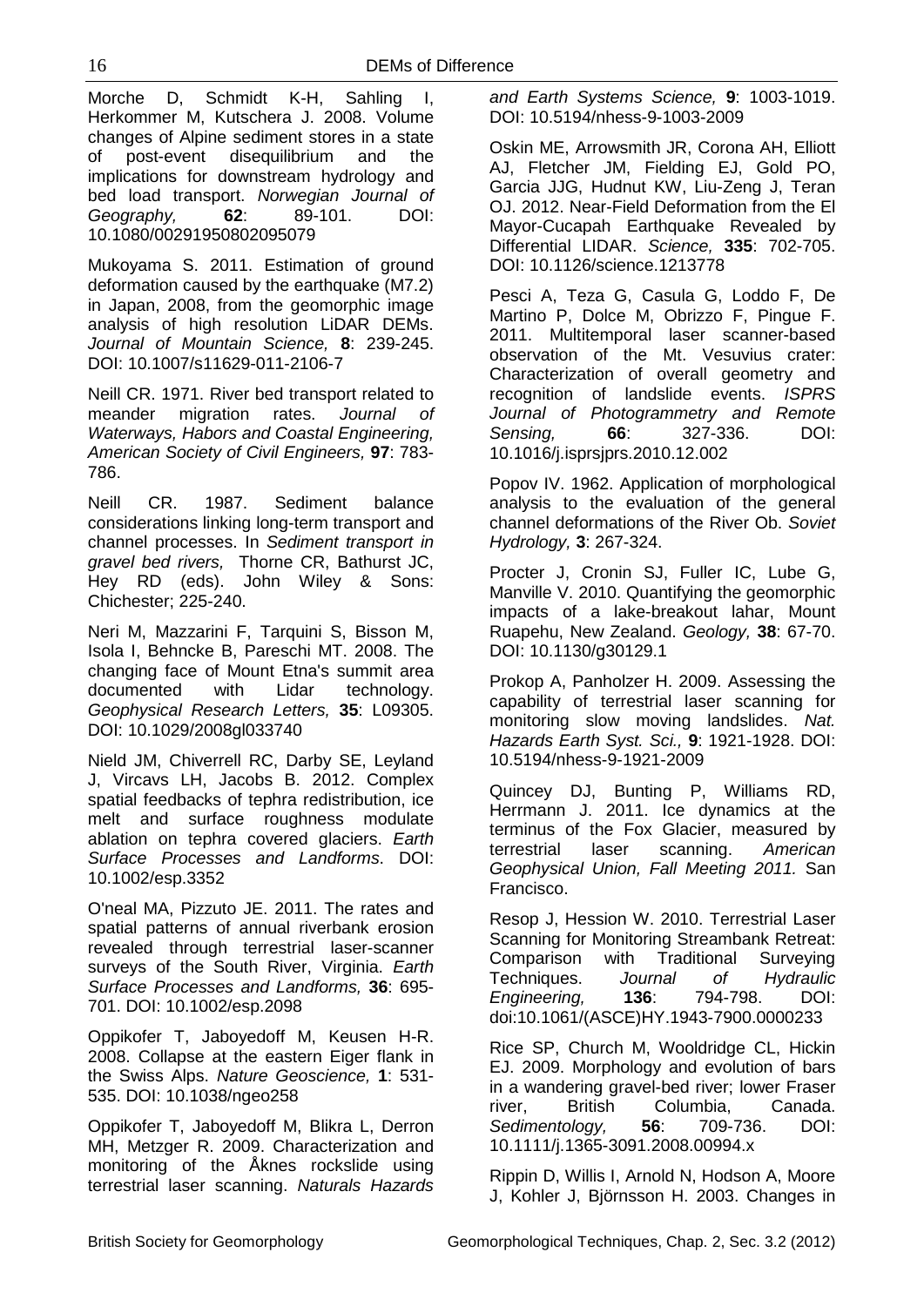Morche D, Schmidt K-H, Sahling I, Herkommer M, Kutschera J. 2008. Volume changes of Alpine sediment stores in a state of post-event disequilibrium and the implications for downstream hydrology and bed load transport. *Norwegian Journal of Geography,* **62**: 89-101. DOI: 10.1080/00291950802095079

Mukoyama S. 2011. Estimation of ground deformation caused by the earthquake (M7.2) in Japan, 2008, from the geomorphic image analysis of high resolution LiDAR DEMs. *Journal of Mountain Science,* **8**: 239-245. DOI: 10.1007/s11629-011-2106-7

Neill CR. 1971. River bed transport related to meander migration rates. *Journal of Waterways, Habors and Coastal Engineering, American Society of Civil Engineers,* **97**: 783-786.

Neill CR. 1987. Sediment balance considerations linking long-term transport and channel processes. In *Sediment transport in gravel bed rivers,* Thorne CR, Bathurst JC, Hey RD (eds). John Wiley & Sons: Chichester; 225-240.

Neri M, Mazzarini F, Tarquini S, Bisson M, Isola I, Behncke B, Pareschi MT. 2008. The changing face of Mount Etna's summit area documented with Lidar technology. *Geophysical Research Letters,* **35**: L09305. DOI: 10.1029/2008gl033740

Nield JM, Chiverrell RC, Darby SE, Leyland J, Vircavs LH, Jacobs B. 2012. Complex spatial feedbacks of tephra redistribution, ice melt and surface roughness modulate ablation on tephra covered glaciers. *Earth Surface Processes and Landforms*. DOI: 10.1002/esp.3352

O'neal MA, Pizzuto JE. 2011. The rates and spatial patterns of annual riverbank erosion revealed through terrestrial laser-scanner surveys of the South River, Virginia. *Earth Surface Processes and Landforms,* **36**: 695-701. DOI: 10.1002/esp.2098

Oppikofer T, Jaboyedoff M, Keusen H-R. 2008. Collapse at the eastern Eiger flank in the Swiss Alps. *Nature Geoscience,* **1**: 531-535. DOI: 10.1038/ngeo258

Oppikofer T, Jaboyedoff M, Blikra L, Derron MH, Metzger R. 2009. Characterization and monitoring of the Åknes rockslide using terrestrial laser scanning. *Naturals Hazards and Earth Systems Science,* **9**: 1003-1019. DOI: 10.5194/nhess-9-1003-2009

Oskin ME, Arrowsmith JR, Corona AH, Elliott AJ, Fletcher JM, Fielding EJ, Gold PO, Garcia JJG, Hudnut KW, Liu-Zeng J, Teran OJ. 2012. Near-Field Deformation from the El Mayor-Cucapah Earthquake Revealed by Differential LIDAR. *Science,* **335**: 702-705. DOI: 10.1126/science.1213778

Pesci A, Teza G, Casula G, Loddo F, De Martino P, Dolce M, Obrizzo F, Pingue F. 2011. Multitemporal laser scanner-based observation of the Mt. Vesuvius crater: Characterization of overall geometry and recognition of landslide events. *ISPRS Journal of Photogrammetry and Remote Sensing,* **66**: 327-336. DOI: 10.1016/j.isprsjprs.2010.12.002

Popov IV. 1962. Application of morphological analysis to the evaluation of the general channel deformations of the River Ob. *Soviet Hydrology,* **3**: 267-324.

Procter J, Cronin SJ, Fuller IC, Lube G, Manville V. 2010. Quantifying the geomorphic impacts of a lake-breakout lahar, Mount Ruapehu, New Zealand. *Geology,* **38**: 67-70. DOI: 10.1130/g30129.1

Prokop A, Panholzer H. 2009. Assessing the capability of terrestrial laser scanning for monitoring slow moving landslides. *Nat. Hazards Earth Syst. Sci.,* **9**: 1921-1928. DOI: 10.5194/nhess-9-1921-2009

Quincey DJ, Bunting P, Williams RD, Herrmann J. 2011. Ice dynamics at the terminus of the Fox Glacier, measured by terrestrial laser scanning. *American Geophysical Union, Fall Meeting 2011.* San Francisco.

Resop J, Hession W. 2010. Terrestrial Laser Scanning for Monitoring Streambank Retreat: Comparison with Traditional Surveying Techniques. *Journal of Hydraulic Engineering,* **136**: 794-798. DOI: doi:10.1061/(ASCE)HY.1943-7900.0000233

Rice SP, Church M, Wooldridge CL, Hickin EJ. 2009. Morphology and evolution of bars in a wandering gravel-bed river; lower Fraser river, British Columbia, Canada. *Sedimentology,* **56**: 709-736. DOI: 10.1111/j.1365-3091.2008.00994.x

Rippin D, Willis I, Arnold N, Hodson A, Moore J, Kohler J, Björnsson H. 2003. Changes in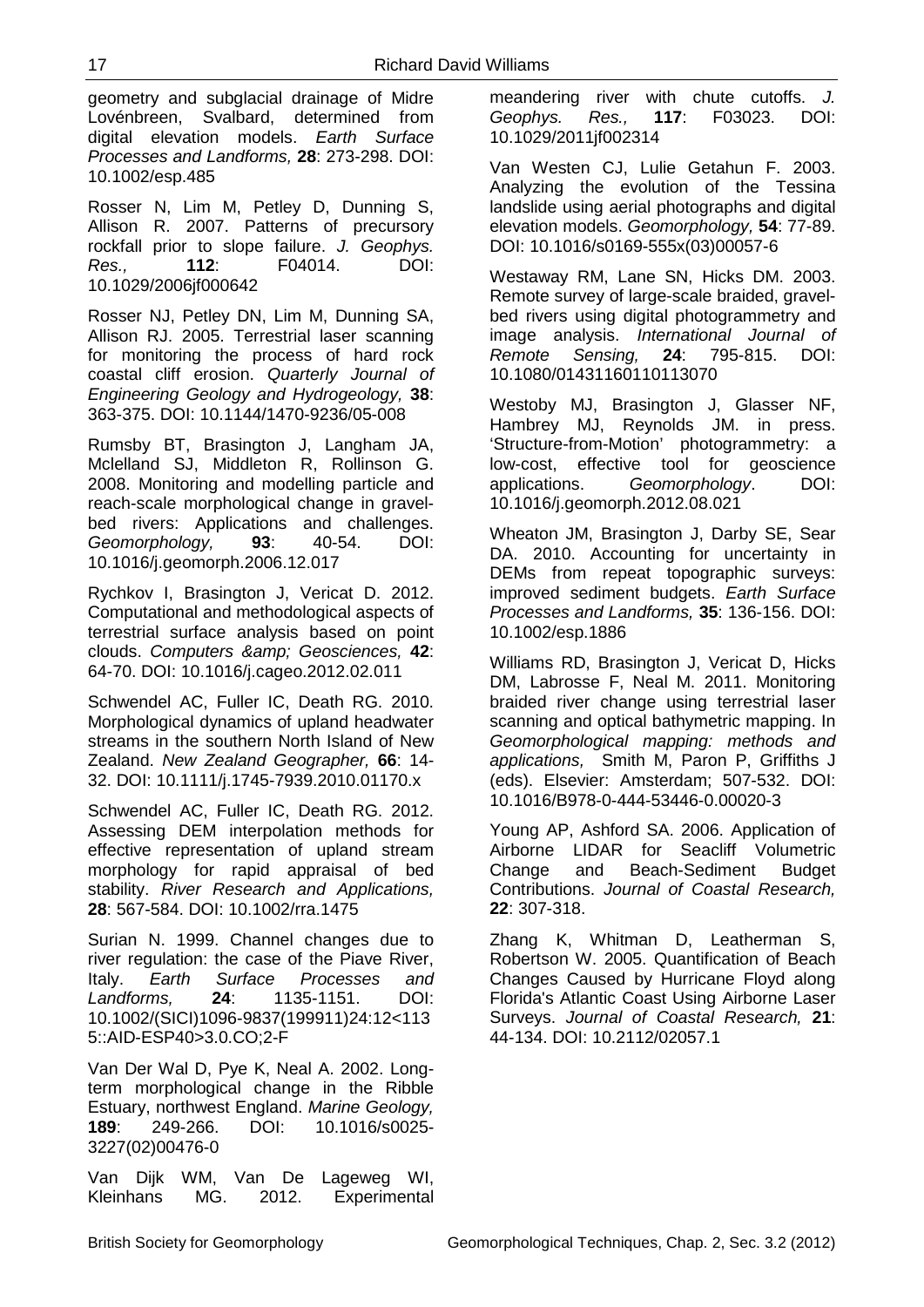geometry and subglacial drainage of Midre Lovénbreen, Svalbard, determined from digital elevation models. *Earth Surface Processes and Landforms,* **28**: 273-298. DOI: 10.1002/esp.485

Rosser N, Lim M, Petley D, Dunning S, Allison R. 2007. Patterns of precursory rockfall prior to slope failure. *J. Geophys. Res.,* **112**: F04014. DOI: 10.1029/2006jf000642

Rosser NJ, Petley DN, Lim M, Dunning SA, Allison RJ. 2005. Terrestrial laser scanning for monitoring the process of hard rock coastal cliff erosion. *Quarterly Journal of Engineering Geology and Hydrogeology,* **38**: 363-375. DOI: 10.1144/1470-9236/05-008

Rumsby BT, Brasington J, Langham JA, Mclelland SJ, Middleton R, Rollinson G. 2008. Monitoring and modelling particle and reach-scale morphological change in gravel-bed rivers: Applications and challenges. *Geomorphology,* **93**: 40-54. DOI: 10.1016/j.geomorph.2006.12.017

Rychkov I, Brasington J, Vericat D. 2012. Computational and methodological aspects of terrestrial surface analysis based on point clouds. *Computers &amp; Geosciences,* **42**: 64-70. DOI: 10.1016/j.cageo.2012.02.011

Schwendel AC, Fuller IC, Death RG. 2010. Morphological dynamics of upland headwater streams in the southern North Island of New Zealand. *New Zealand Geographer,* **66**: 14-32. DOI: 10.1111/j.1745-7939.2010.01170.x

Schwendel AC, Fuller IC, Death RG. 2012. Assessing DEM interpolation methods for effective representation of upland stream morphology for rapid appraisal of bed stability. *River Research and Applications,* **28**: 567-584. DOI: 10.1002/rra.1475

Surian N. 1999. Channel changes due to river regulation: the case of the Piave River, Italy. *Earth Surface Processes and Landforms,* **24**: 1135-1151. DOI: 10.1002/(SICI)1096-9837(199911)24:12<1135::AID-ESP40>3.0.CO;2-F

Van Der Wal D, Pye K, Neal A. 2002. Long-term morphological change in the Ribble Estuary, northwest England. *Marine Geology,* **189**: 249-266. DOI: 10.1016/s0025-3227(02)00476-0

Van Dijk WM, Van De Lageweg WI, Kleinhans MG. 2012. Experimental meandering river with chute cutoffs. *J. Geophys. Res.,* **117**: F03023. DOI: 10.1029/2011jf002314

Van Westen CJ, Lulie Getahun F. 2003. Analyzing the evolution of the Tessina landslide using aerial photographs and digital elevation models. *Geomorphology,* **54**: 77-89. DOI: 10.1016/s0169-555x(03)00057-6

Westaway RM, Lane SN, Hicks DM. 2003. Remote survey of large-scale braided, gravel-bed rivers using digital photogrammetry and image analysis. *International Journal of Remote Sensing,* **24**: 795-815. DOI: 10.1080/01431160110113070

Westoby MJ, Brasington J, Glasser NF, Hambrey MJ, Reynolds JM. in press. 'Structure-from-Motion' photogrammetry: a low-cost, effective tool for geoscience applications. *Geomorphology*. DOI: 10.1016/j.geomorph.2012.08.021

Wheaton JM, Brasington J, Darby SE, Sear DA. 2010. Accounting for uncertainty in DEMs from repeat topographic surveys: improved sediment budgets. *Earth Surface Processes and Landforms,* **35**: 136-156. DOI: 10.1002/esp.1886

Williams RD, Brasington J, Vericat D, Hicks DM, Labrosse F, Neal M. 2011. Monitoring braided river change using terrestrial laser scanning and optical bathymetric mapping. In *Geomorphological mapping: methods and applications,* Smith M, Paron P, Griffiths J (eds). Elsevier: Amsterdam; 507-532. DOI: 10.1016/B978-0-444-53446-0.00020-3

Young AP, Ashford SA. 2006. Application of Airborne LIDAR for Seacliff Volumetric Change and Beach-Sediment Budget Contributions. *Journal of Coastal Research,* **22**: 307-318.

Zhang K, Whitman D, Leatherman S, Robertson W. 2005. Quantification of Beach Changes Caused by Hurricane Floyd along Florida's Atlantic Coast Using Airborne Laser Surveys. *Journal of Coastal Research,* **21**: 44-134. DOI: 10.2112/02057.1